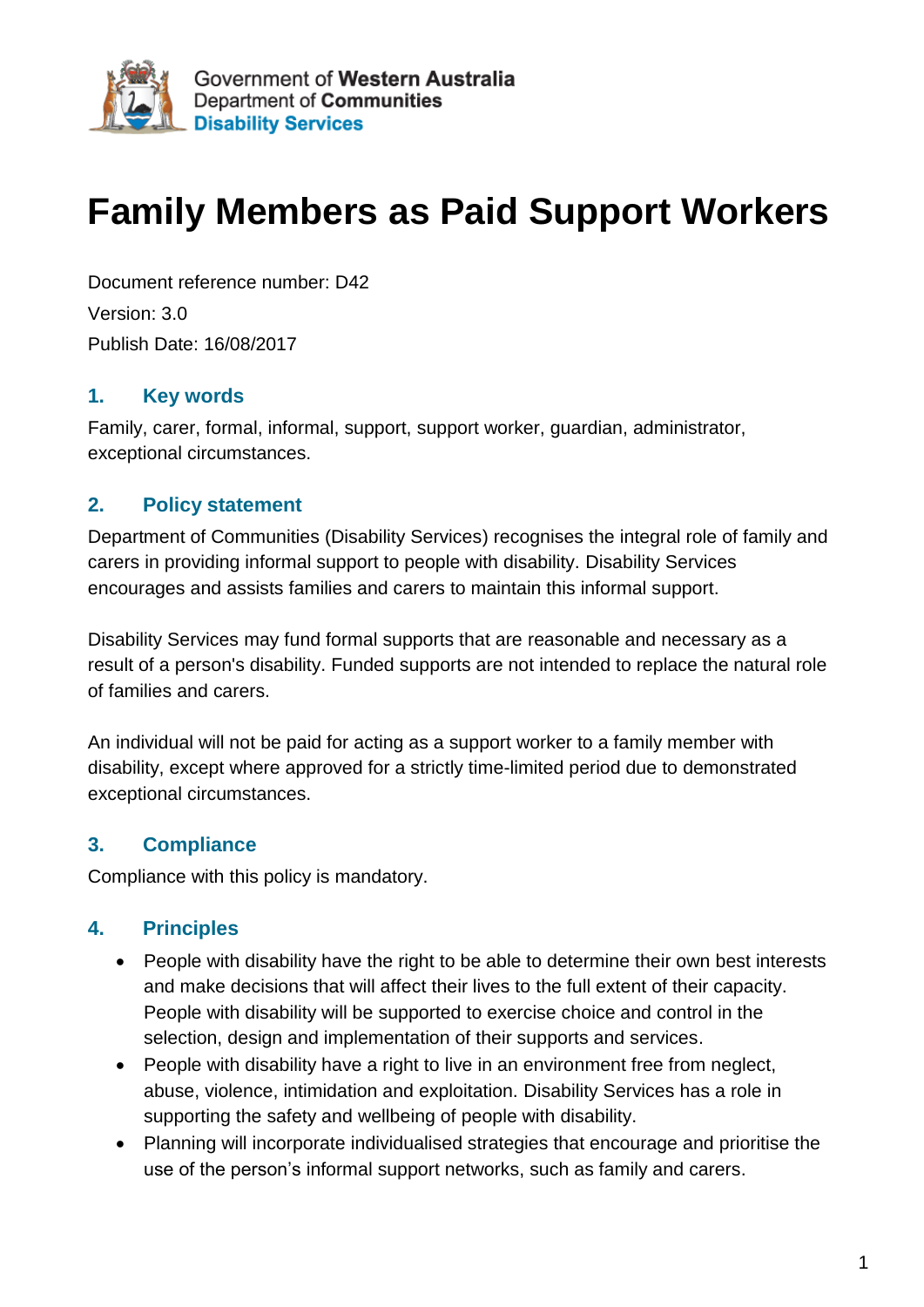Government of **Western Australia**
Department of **Communities**
**Disability Services**

# Family Members as Paid Support Workers

Document reference number: D42

Version: 3.0

Publish Date: 16/08/2017

## 1. Key words

Family, carer, formal, informal, support, support worker, guardian, administrator, exceptional circumstances.

## 2. Policy statement

Department of Communities (Disability Services) recognises the integral role of family and carers in providing informal support to people with disability. Disability Services encourages and assists families and carers to maintain this informal support.

Disability Services may fund formal supports that are reasonable and necessary as a result of a person's disability. Funded supports are not intended to replace the natural role of families and carers.

An individual will not be paid for acting as a support worker to a family member with disability, except where approved for a strictly time-limited period due to demonstrated exceptional circumstances.

## 3. Compliance

Compliance with this policy is mandatory.

## 4. Principles

- People with disability have the right to be able to determine their own best interests and make decisions that will affect their lives to the full extent of their capacity. People with disability will be supported to exercise choice and control in the selection, design and implementation of their supports and services.
- People with disability have a right to live in an environment free from neglect, abuse, violence, intimidation and exploitation. Disability Services has a role in supporting the safety and wellbeing of people with disability.
- Planning will incorporate individualised strategies that encourage and prioritise the use of the person's informal support networks, such as family and carers.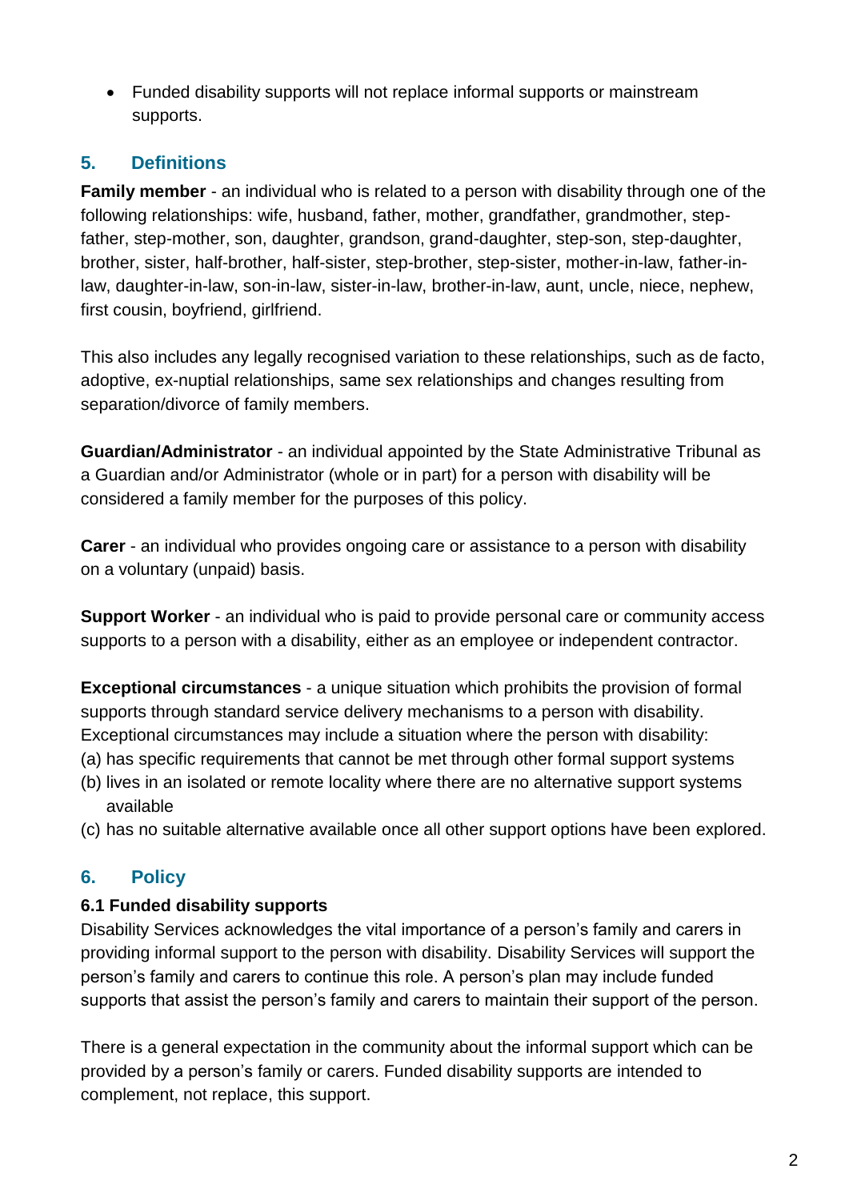- Funded disability supports will not replace informal supports or mainstream supports.

## 5. Definitions

**Family member** - an individual who is related to a person with disability through one of the following relationships: wife, husband, father, mother, grandfather, grandmother, step-father, step-mother, son, daughter, grandson, grand-daughter, step-son, step-daughter, brother, sister, half-brother, half-sister, step-brother, step-sister, mother-in-law, father-in-law, daughter-in-law, son-in-law, sister-in-law, brother-in-law, aunt, uncle, niece, nephew, first cousin, boyfriend, girlfriend.

This also includes any legally recognised variation to these relationships, such as de facto, adoptive, ex-nuptial relationships, same sex relationships and changes resulting from separation/divorce of family members.

**Guardian/Administrator** - an individual appointed by the State Administrative Tribunal as a Guardian and/or Administrator (whole or in part) for a person with disability will be considered a family member for the purposes of this policy.

**Carer** - an individual who provides ongoing care or assistance to a person with disability on a voluntary (unpaid) basis.

**Support Worker** - an individual who is paid to provide personal care or community access supports to a person with a disability, either as an employee or independent contractor.

**Exceptional circumstances** - a unique situation which prohibits the provision of formal supports through standard service delivery mechanisms to a person with disability. Exceptional circumstances may include a situation where the person with disability:

(a) has specific requirements that cannot be met through other formal support systems
(b) lives in an isolated or remote locality where there are no alternative support systems available
(c) has no suitable alternative available once all other support options have been explored.

## 6. Policy

### 6.1 Funded disability supports

Disability Services acknowledges the vital importance of a person's family and carers in providing informal support to the person with disability. Disability Services will support the person's family and carers to continue this role. A person's plan may include funded supports that assist the person's family and carers to maintain their support of the person.

There is a general expectation in the community about the informal support which can be provided by a person's family or carers. Funded disability supports are intended to complement, not replace, this support.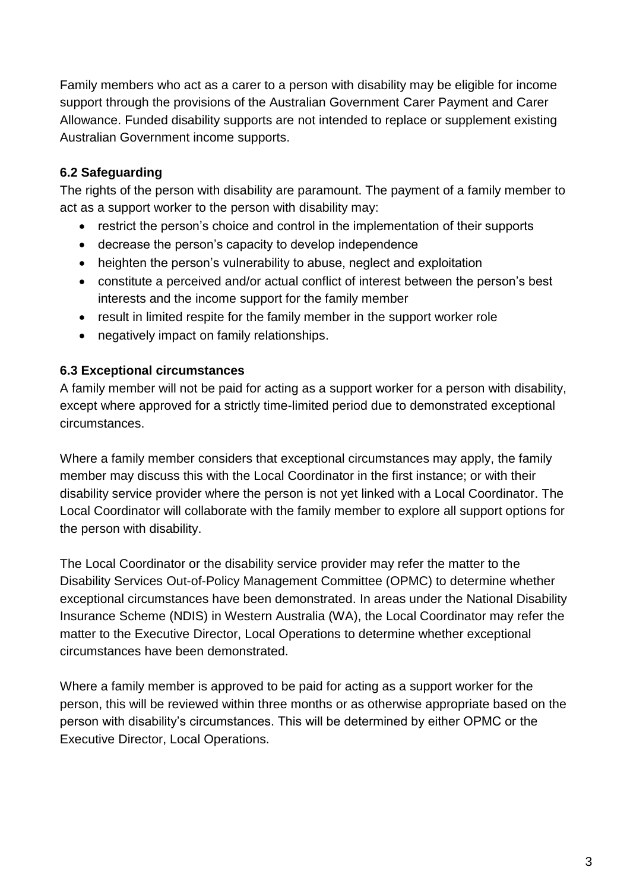Family members who act as a carer to a person with disability may be eligible for income support through the provisions of the Australian Government Carer Payment and Carer Allowance. Funded disability supports are not intended to replace or supplement existing Australian Government income supports.

### 6.2 Safeguarding

The rights of the person with disability are paramount. The payment of a family member to act as a support worker to the person with disability may:

- restrict the person's choice and control in the implementation of their supports
- decrease the person's capacity to develop independence
- heighten the person's vulnerability to abuse, neglect and exploitation
- constitute a perceived and/or actual conflict of interest between the person's best interests and the income support for the family member
- result in limited respite for the family member in the support worker role
- negatively impact on family relationships.

### 6.3 Exceptional circumstances

A family member will not be paid for acting as a support worker for a person with disability, except where approved for a strictly time-limited period due to demonstrated exceptional circumstances.

Where a family member considers that exceptional circumstances may apply, the family member may discuss this with the Local Coordinator in the first instance; or with their disability service provider where the person is not yet linked with a Local Coordinator. The Local Coordinator will collaborate with the family member to explore all support options for the person with disability.

The Local Coordinator or the disability service provider may refer the matter to the Disability Services Out-of-Policy Management Committee (OPMC) to determine whether exceptional circumstances have been demonstrated. In areas under the National Disability Insurance Scheme (NDIS) in Western Australia (WA), the Local Coordinator may refer the matter to the Executive Director, Local Operations to determine whether exceptional circumstances have been demonstrated.

Where a family member is approved to be paid for acting as a support worker for the person, this will be reviewed within three months or as otherwise appropriate based on the person with disability's circumstances. This will be determined by either OPMC or the Executive Director, Local Operations.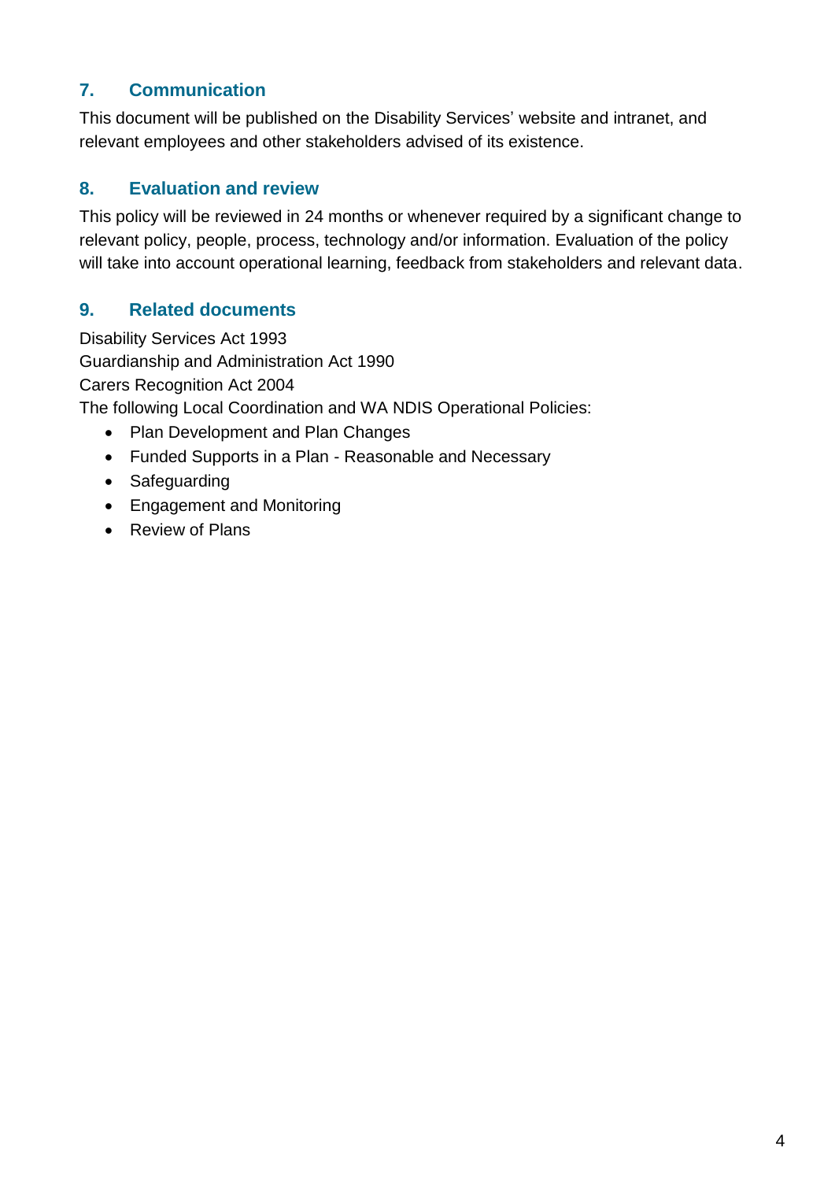## 7. Communication

This document will be published on the Disability Services’ website and intranet, and relevant employees and other stakeholders advised of its existence.

## 8. Evaluation and review

This policy will be reviewed in 24 months or whenever required by a significant change to relevant policy, people, process, technology and/or information. Evaluation of the policy will take into account operational learning, feedback from stakeholders and relevant data.

## 9. Related documents

Disability Services Act 1993
Guardianship and Administration Act 1990
Carers Recognition Act 2004
The following Local Coordination and WA NDIS Operational Policies:

- Plan Development and Plan Changes
- Funded Supports in a Plan - Reasonable and Necessary
- Safeguarding
- Engagement and Monitoring
- Review of Plans